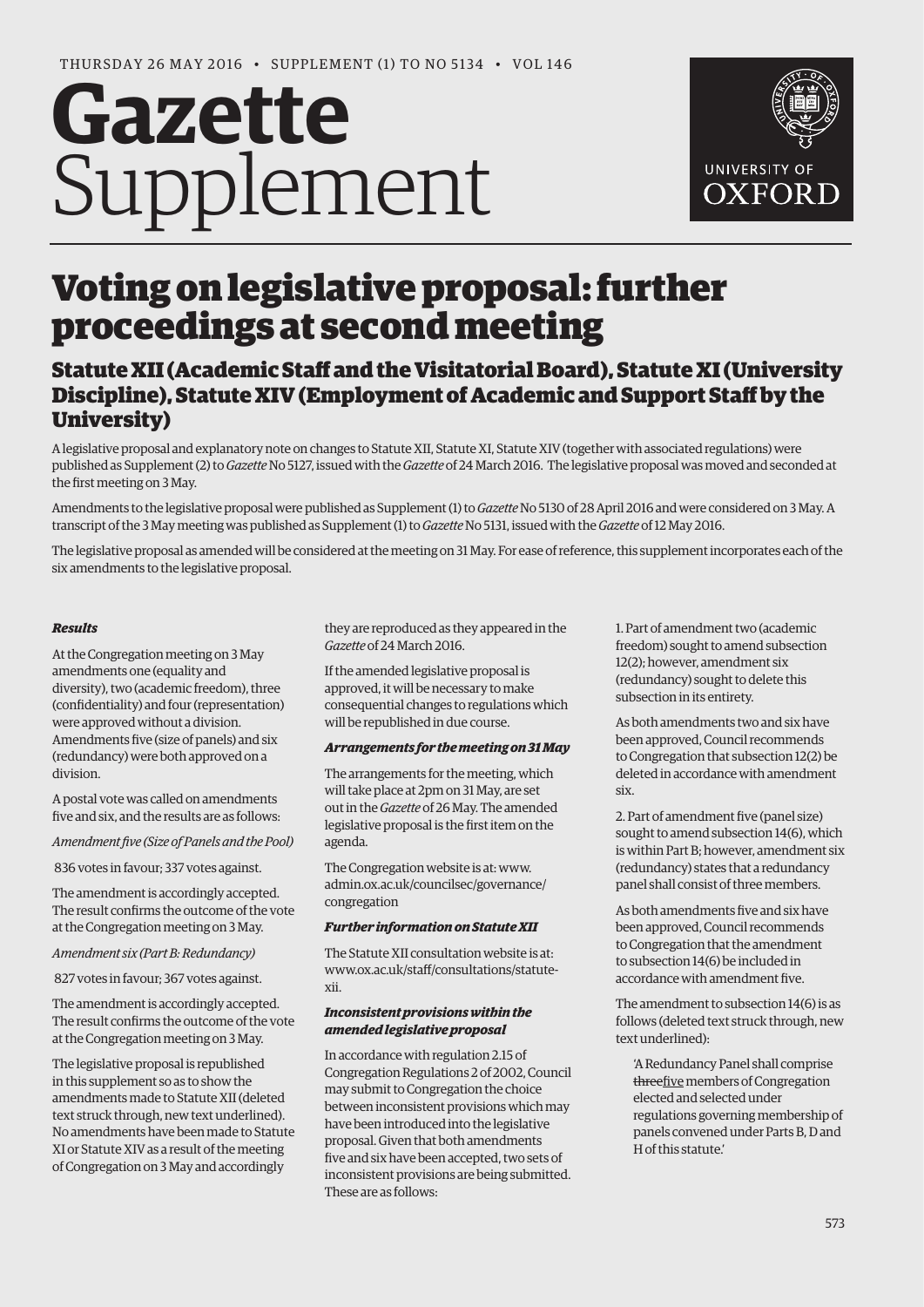THURSDAY 26 MAY 2016 • SUPPLEMENT (1) TO NO 5134 • VOL 146

# Gazette Supplement

UNIVERSITY OF OXFORD

# Voting on legislative proposal: further proceedings at second meeting

## Statute XII (Academic Staff and the Visitatorial Board), Statute XI (University Discipline), Statute XIV (Employment of Academic and Support Staff by the University)

A legislative proposal and explanatory note on changes to Statute XII, Statute XI, Statute XIV (together with associated regulations) were published as Supplement (2) to *Gazette* No 5127, issued with the *Gazette* of 24 March 2016. The legislative proposal was moved and seconded at the first meeting on 3 May.

Amendments to the legislative proposal were published as Supplement (1) to *Gazette* No 5130 of 28 April 2016 and were considered on 3 May. A transcript of the 3 May meeting was published as Supplement (1) to *Gazette* No 5131, issued with the *Gazette* of 12 May 2016.

The legislative proposal as amended will be considered at the meeting on 31 May. For ease of reference, this supplement incorporates each of the six amendments to the legislative proposal.

***Results***

At the Congregation meeting on 3 May amendments one (equality and diversity), two (academic freedom), three (confidentiality) and four (representation) were approved without a division. Amendments five (size of panels) and six (redundancy) were both approved on a division.

A postal vote was called on amendments five and six, and the results are as follows:

*Amendment five (Size of Panels and the Pool)*

836 votes in favour; 337 votes against.

The amendment is accordingly accepted. The result confirms the outcome of the vote at the Congregation meeting on 3 May.

*Amendment six (Part B: Redundancy)*

827 votes in favour; 367 votes against.

The amendment is accordingly accepted. The result confirms the outcome of the vote at the Congregation meeting on 3 May.

The legislative proposal is republished in this supplement so as to show the amendments made to Statute XII (deleted text struck through, new text underlined). No amendments have been made to Statute XI or Statute XIV as a result of the meeting of Congregation on 3 May and accordingly they are reproduced as they appeared in the *Gazette* of 24 March 2016.

If the amended legislative proposal is approved, it will be necessary to make consequential changes to regulations which will be republished in due course.

***Arrangements for the meeting on 31 May***

The arrangements for the meeting, which will take place at 2pm on 31 May, are set out in the *Gazette* of 26 May. The amended legislative proposal is the first item on the agenda.

The Congregation website is at: www.admin.ox.ac.uk/councilsec/governance/congregation

***Further information on Statute XII***

The Statute XII consultation website is at: www.ox.ac.uk/staff/consultations/statute-xii.

***Inconsistent provisions within the amended legislative proposal***

In accordance with regulation 2.15 of Congregation Regulations 2 of 2002, Council may submit to Congregation the choice between inconsistent provisions which may have been introduced into the legislative proposal. Given that both amendments five and six have been accepted, two sets of inconsistent provisions are being submitted. These are as follows:

1. Part of amendment two (academic freedom) sought to amend subsection 12(2); however, amendment six (redundancy) sought to delete this subsection in its entirety.

As both amendments two and six have been approved, Council recommends to Congregation that subsection 12(2) be deleted in accordance with amendment six.

2. Part of amendment five (panel size) sought to amend subsection 14(6), which is within Part B; however, amendment six (redundancy) states that a redundancy panel shall consist of three members.

As both amendments five and six have been approved, Council recommends to Congregation that the amendment to subsection 14(6) be included in accordance with amendment five.

The amendment to subsection 14(6) is as follows (deleted text struck through, new text underlined):

> 'A Redundancy Panel shall comprise ~~three~~<u>five</u> members of Congregation elected and selected under regulations governing membership of panels convened under Parts B, D and H of this statute.'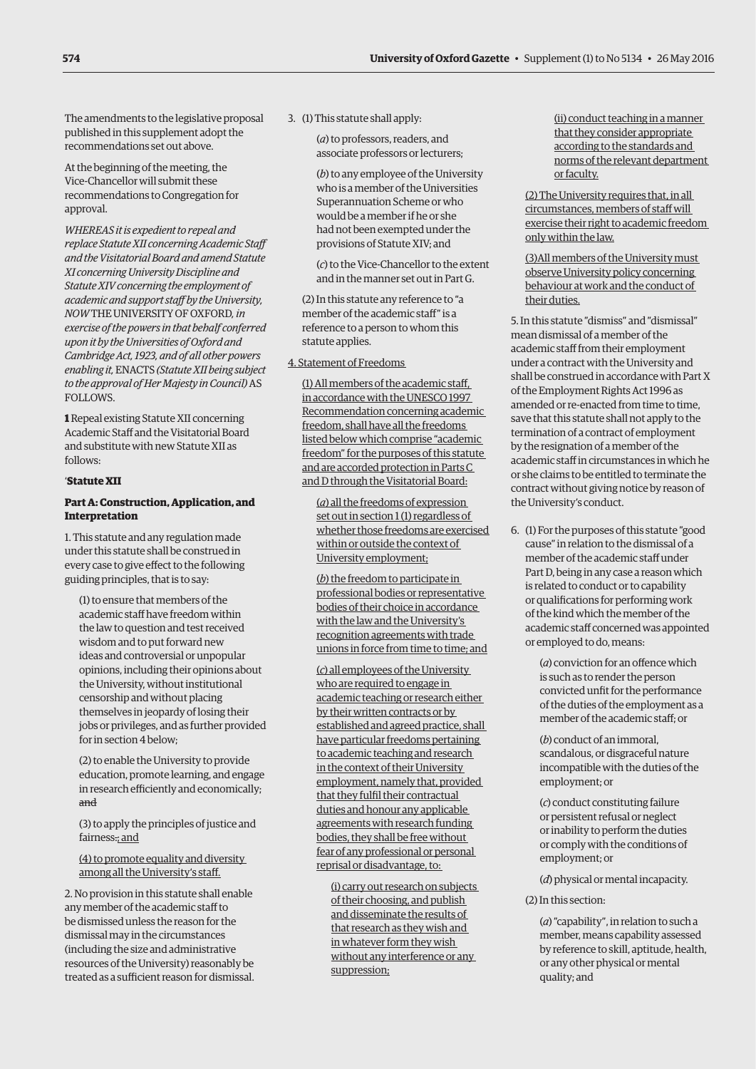The amendments to the legislative proposal published in this supplement adopt the recommendations set out above.

At the beginning of the meeting, the Vice-Chancellor will submit these recommendations to Congregation for approval.

*WHEREAS it is expedient to repeal and replace Statute XII concerning Academic Staff and the Visitatorial Board and amend Statute XI concerning University Discipline and Statute XIV concerning the employment of academic and support staff by the University, NOW* THE UNIVERSITY OF OXFORD, *in exercise of the powers in that behalf conferred upon it by the Universities of Oxford and Cambridge Act, 1923, and of all other powers enabling it,* ENACTS *(Statute XII being subject to the approval of Her Majesty in Council)* AS FOLLOWS.

**1** Repeal existing Statute XII concerning Academic Staff and the Visitatorial Board and substitute with new Statute XII as follows:

'**Statute XII**

**Part A: Construction, Application, and Interpretation**

1. This statute and any regulation made under this statute shall be construed in every case to give effect to the following guiding principles, that is to say:

(1) to ensure that members of the academic staff have freedom within the law to question and test received wisdom and to put forward new ideas and controversial or unpopular opinions, including their opinions about the University, without institutional censorship and without placing themselves in jeopardy of losing their jobs or privileges, and as further provided for in section 4 below;

(2) to enable the University to provide education, promote learning, and engage in research efficiently and economically; ~~and~~

(3) to apply the principles of justice and fairness~~.~~; and

(4) to promote equality and diversity among all the University's staff.

2. No provision in this statute shall enable any member of the academic staff to be dismissed unless the reason for the dismissal may in the circumstances (including the size and administrative resources of the University) reasonably be treated as a sufficient reason for dismissal.

3. (1) This statute shall apply:

(*a*) to professors, readers, and associate professors or lecturers;

(*b*) to any employee of the University who is a member of the Universities Superannuation Scheme or who would be a member if he or she had not been exempted under the provisions of Statute XIV; and

(*c*) to the Vice-Chancellor to the extent and in the manner set out in Part G.

(2) In this statute any reference to "a member of the academic staff" is a reference to a person to whom this statute applies.

4. Statement of Freedoms

(1) All members of the academic staff, in accordance with the UNESCO 1997 Recommendation concerning academic freedom, shall have all the freedoms listed below which comprise "academic freedom" for the purposes of this statute and are accorded protection in Parts C and D through the Visitatorial Board:

(*a*) all the freedoms of expression set out in section 1 (1) regardless of whether those freedoms are exercised within or outside the context of University employment;

(*b*) the freedom to participate in professional bodies or representative bodies of their choice in accordance with the law and the University's recognition agreements with trade unions in force from time to time; and

(*c*) all employees of the University who are required to engage in academic teaching or research either by their written contracts or by established and agreed practice, shall have particular freedoms pertaining to academic teaching and research in the context of their University employment, namely that, provided that they fulfil their contractual duties and honour any applicable agreements with research funding bodies, they shall be free without fear of any professional or personal reprisal or disadvantage, to:

(i) carry out research on subjects of their choosing, and publish and disseminate the results of that research as they wish and in whatever form they wish without any interference or any suppression;

(ii) conduct teaching in a manner that they consider appropriate according to the standards and norms of the relevant department or faculty.

(2) The University requires that, in all circumstances, members of staff will exercise their right to academic freedom only within the law.

(3) All members of the University must observe University policy concerning behaviour at work and the conduct of their duties.

5. In this statute "dismiss" and "dismissal" mean dismissal of a member of the academic staff from their employment under a contract with the University and shall be construed in accordance with Part X of the Employment Rights Act 1996 as amended or re-enacted from time to time, save that this statute shall not apply to the termination of a contract of employment by the resignation of a member of the academic staff in circumstances in which he or she claims to be entitled to terminate the contract without giving notice by reason of the University's conduct.

6. (1) For the purposes of this statute "good cause" in relation to the dismissal of a member of the academic staff under Part D, being in any case a reason which is related to conduct or to capability or qualifications for performing work of the kind which the member of the academic staff concerned was appointed or employed to do, means:

(*a*) conviction for an offence which is such as to render the person convicted unfit for the performance of the duties of the employment as a member of the academic staff; or

(*b*) conduct of an immoral, scandalous, or disgraceful nature incompatible with the duties of the employment; or

(*c*) conduct constituting failure or persistent refusal or neglect or inability to perform the duties or comply with the conditions of employment; or

(*d*) physical or mental incapacity.

(2) In this section:

(*a*) "capability", in relation to such a member, means capability assessed by reference to skill, aptitude, health, or any other physical or mental quality; and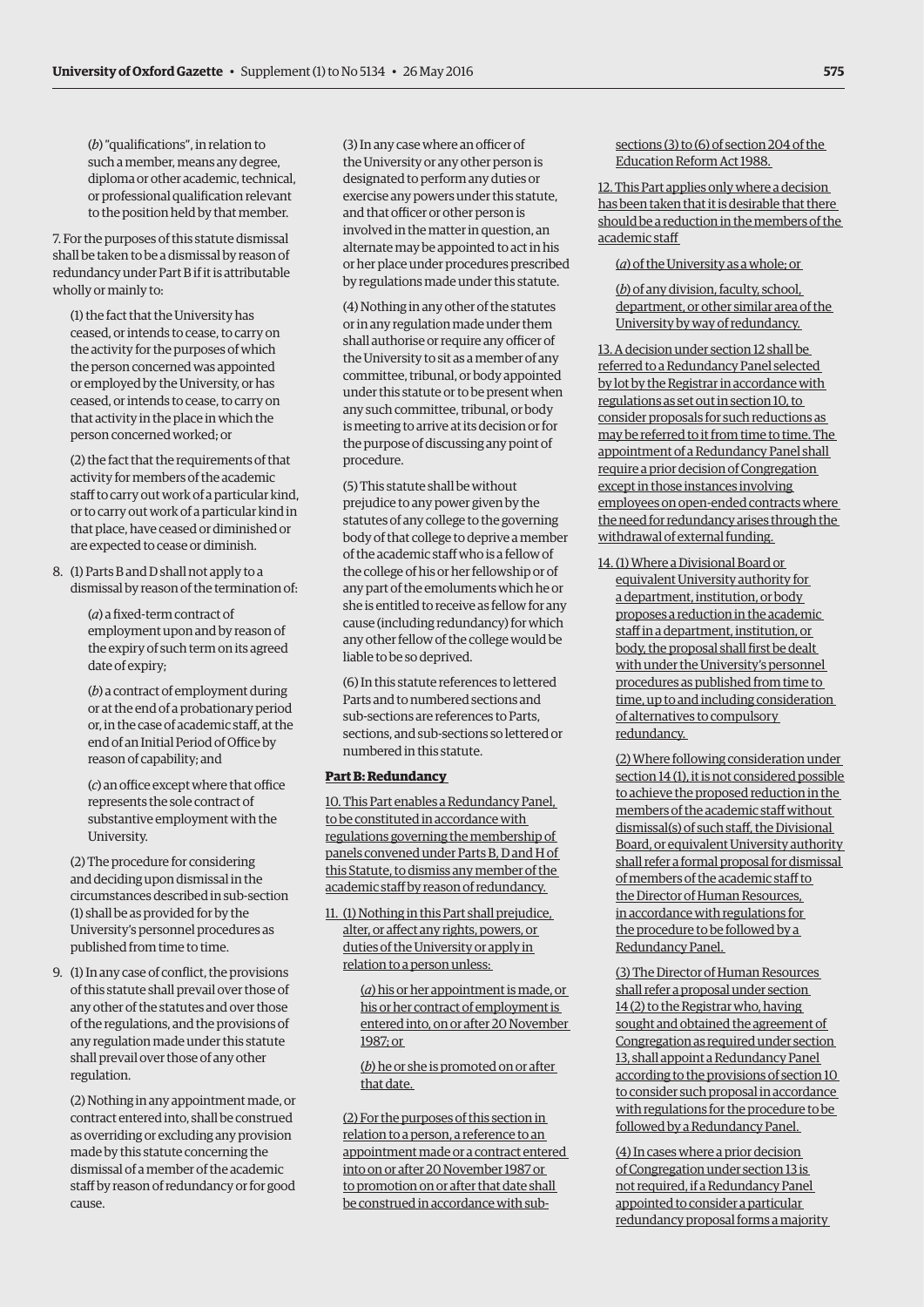(*b*) "qualifications", in relation to such a member, means any degree, diploma or other academic, technical, or professional qualification relevant to the position held by that member.

7. For the purposes of this statute dismissal shall be taken to be a dismissal by reason of redundancy under Part B if it is attributable wholly or mainly to:

(1) the fact that the University has ceased, or intends to cease, to carry on the activity for the purposes of which the person concerned was appointed or employed by the University, or has ceased, or intends to cease, to carry on that activity in the place in which the person concerned worked; or

(2) the fact that the requirements of that activity for members of the academic staff to carry out work of a particular kind, or to carry out work of a particular kind in that place, have ceased or diminished or are expected to cease or diminish.

8. (1) Parts B and D shall not apply to a dismissal by reason of the termination of:

(*a*) a fixed-term contract of employment upon and by reason of the expiry of such term on its agreed date of expiry;

(*b*) a contract of employment during or at the end of a probationary period or, in the case of academic staff, at the end of an Initial Period of Office by reason of capability; and

(*c*) an office except where that office represents the sole contract of substantive employment with the University.

(2) The procedure for considering and deciding upon dismissal in the circumstances described in sub-section (1) shall be as provided for by the University's personnel procedures as published from time to time.

9. (1) In any case of conflict, the provisions of this statute shall prevail over those of any other of the statutes and over those of the regulations, and the provisions of any regulation made under this statute shall prevail over those of any other regulation.

(2) Nothing in any appointment made, or contract entered into, shall be construed as overriding or excluding any provision made by this statute concerning the dismissal of a member of the academic staff by reason of redundancy or for good cause.

(3) In any case where an officer of the University or any other person is designated to perform any duties or exercise any powers under this statute, and that officer or other person is involved in the matter in question, an alternate may be appointed to act in his or her place under procedures prescribed by regulations made under this statute.

(4) Nothing in any other of the statutes or in any regulation made under them shall authorise or require any officer of the University to sit as a member of any committee, tribunal, or body appointed under this statute or to be present when any such committee, tribunal, or body is meeting to arrive at its decision or for the purpose of discussing any point of procedure.

(5) This statute shall be without prejudice to any power given by the statutes of any college to the governing body of that college to deprive a member of the academic staff who is a fellow of the college of his or her fellowship or of any part of the emoluments which he or she is entitled to receive as fellow for any cause (including redundancy) for which any other fellow of the college would be liable to be so deprived.

(6) In this statute references to lettered Parts and to numbered sections and sub-sections are references to Parts, sections, and sub-sections so lettered or numbered in this statute.

**Part B: Redundancy**

10. This Part enables a Redundancy Panel, to be constituted in accordance with regulations governing the membership of panels convened under Parts B, D and H of this Statute, to dismiss any member of the academic staff by reason of redundancy.

11. (1) Nothing in this Part shall prejudice, alter, or affect any rights, powers, or duties of the University or apply in relation to a person unless:

(*a*) his or her appointment is made, or his or her contract of employment is entered into, on or after 20 November 1987; or

(*b*) he or she is promoted on or after that date.

(2) For the purposes of this section in relation to a person, a reference to an appointment made or a contract entered into on or after 20 November 1987 or to promotion on or after that date shall be construed in accordance with sub-sections (3) to (6) of section 204 of the Education Reform Act 1988.

12. This Part applies only where a decision has been taken that it is desirable that there should be a reduction in the members of the academic staff

(*a*) of the University as a whole; or

(*b*) of any division, faculty, school, department, or other similar area of the University by way of redundancy.

13. A decision under section 12 shall be referred to a Redundancy Panel selected by lot by the Registrar in accordance with regulations as set out in section 10, to consider proposals for such reductions as may be referred to it from time to time. The appointment of a Redundancy Panel shall require a prior decision of Congregation except in those instances involving employees on open-ended contracts where the need for redundancy arises through the withdrawal of external funding.

14. (1) Where a Divisional Board or equivalent University authority for a department, institution, or body proposes a reduction in the academic staff in a department, institution, or body, the proposal shall first be dealt with under the University's personnel procedures as published from time to time, up to and including consideration of alternatives to compulsory redundancy.

(2) Where following consideration under section 14 (1), it is not considered possible to achieve the proposed reduction in the members of the academic staff without dismissal(s) of such staff, the Divisional Board, or equivalent University authority shall refer a formal proposal for dismissal of members of the academic staff to the Director of Human Resources, in accordance with regulations for the procedure to be followed by a Redundancy Panel.

(3) The Director of Human Resources shall refer a proposal under section 14 (2) to the Registrar who, having sought and obtained the agreement of Congregation as required under section 13, shall appoint a Redundancy Panel according to the provisions of section 10 to consider such proposal in accordance with regulations for the procedure to be followed by a Redundancy Panel.

(4) In cases where a prior decision of Congregation under section 13 is not required, if a Redundancy Panel appointed to consider a particular redundancy proposal forms a majority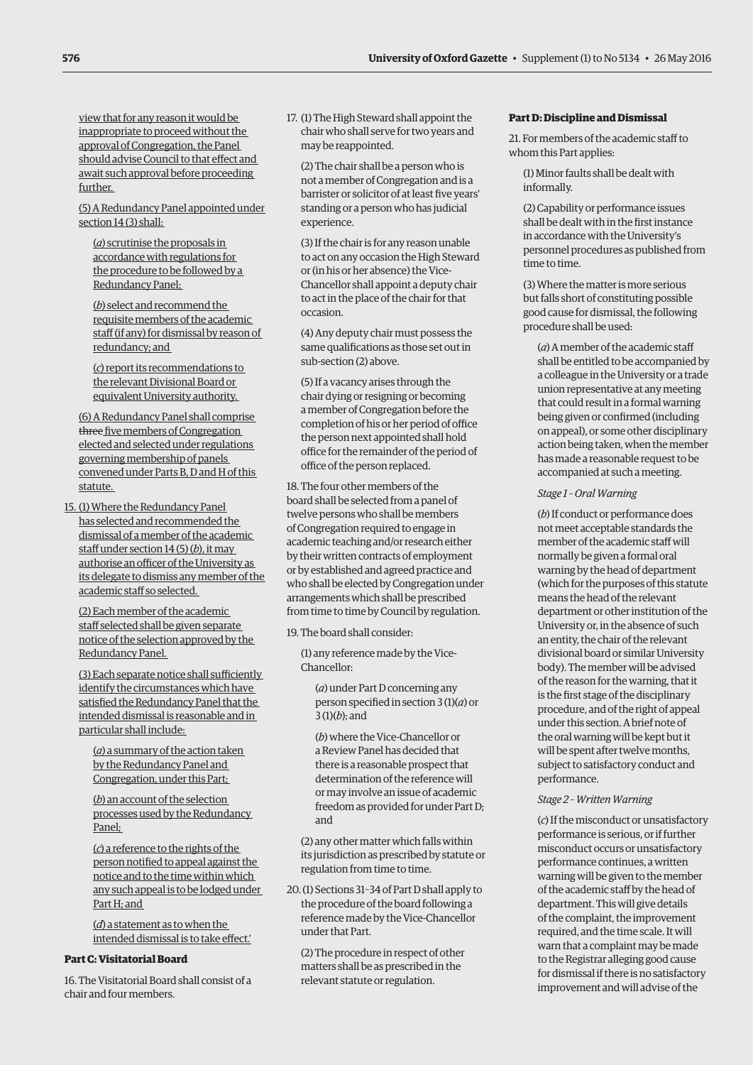view that for any reason it would be inappropriate to proceed without the approval of Congregation, the Panel should advise Council to that effect and await such approval before proceeding further.

(5) A Redundancy Panel appointed under section 14 (3) shall:

(*a*) scrutinise the proposals in accordance with regulations for the procedure to be followed by a Redundancy Panel;

(*b*) select and recommend the requisite members of the academic staff (if any) for dismissal by reason of redundancy; and

(*c*) report its recommendations to the relevant Divisional Board or equivalent University authority.

(6) A Redundancy Panel shall comprise ~~three~~ five members of Congregation elected and selected under regulations governing membership of panels convened under Parts B, D and H of this statute.

15. (1) Where the Redundancy Panel has selected and recommended the dismissal of a member of the academic staff under section 14 (5) (*b*), it may authorise an officer of the University as its delegate to dismiss any member of the academic staff so selected.

(2) Each member of the academic staff selected shall be given separate notice of the selection approved by the Redundancy Panel.

(3) Each separate notice shall sufficiently identify the circumstances which have satisfied the Redundancy Panel that the intended dismissal is reasonable and in particular shall include:

(*a*) a summary of the action taken by the Redundancy Panel and Congregation, under this Part;

(*b*) an account of the selection processes used by the Redundancy Panel;

(*c*) a reference to the rights of the person notified to appeal against the notice and to the time within which any such appeal is to be lodged under Part H; and

(*d*) a statement as to when the intended dismissal is to take effect.'

**Part C: Visitatorial Board**

16. The Visitatorial Board shall consist of a chair and four members.

17. (1) The High Steward shall appoint the chair who shall serve for two years and may be reappointed.

(2) The chair shall be a person who is not a member of Congregation and is a barrister or solicitor of at least five years' standing or a person who has judicial experience.

(3) If the chair is for any reason unable to act on any occasion the High Steward or (in his or her absence) the Vice-Chancellor shall appoint a deputy chair to act in the place of the chair for that occasion.

(4) Any deputy chair must possess the same qualifications as those set out in sub-section (2) above.

(5) If a vacancy arises through the chair dying or resigning or becoming a member of Congregation before the completion of his or her period of office the person next appointed shall hold office for the remainder of the period of office of the person replaced.

18. The four other members of the board shall be selected from a panel of twelve persons who shall be members of Congregation required to engage in academic teaching and/or research either by their written contracts of employment or by established and agreed practice and who shall be elected by Congregation under arrangements which shall be prescribed from time to time by Council by regulation.

19. The board shall consider:

(1) any reference made by the Vice-Chancellor:

(*a*) under Part D concerning any person specified in section 3 (1)(*a*) or 3 (1)(*b*); and

(*b*) where the Vice-Chancellor or a Review Panel has decided that there is a reasonable prospect that determination of the reference will or may involve an issue of academic freedom as provided for under Part D; and

(2) any other matter which falls within its jurisdiction as prescribed by statute or regulation from time to time.

20. (1) Sections 31–34 of Part D shall apply to the procedure of the board following a reference made by the Vice-Chancellor under that Part.

(2) The procedure in respect of other matters shall be as prescribed in the relevant statute or regulation.

**Part D: Discipline and Dismissal**

21. For members of the academic staff to whom this Part applies:

(1) Minor faults shall be dealt with informally.

(2) Capability or performance issues shall be dealt with in the first instance in accordance with the University's personnel procedures as published from time to time.

(3) Where the matter is more serious but falls short of constituting possible good cause for dismissal, the following procedure shall be used:

(*a*) A member of the academic staff shall be entitled to be accompanied by a colleague in the University or a trade union representative at any meeting that could result in a formal warning being given or confirmed (including on appeal), or some other disciplinary action being taken, when the member has made a reasonable request to be accompanied at such a meeting.

*Stage 1 – Oral Warning*

(*b*) If conduct or performance does not meet acceptable standards the member of the academic staff will normally be given a formal oral warning by the head of department (which for the purposes of this statute means the head of the relevant department or other institution of the University or, in the absence of such an entity, the chair of the relevant divisional board or similar University body). The member will be advised of the reason for the warning, that it is the first stage of the disciplinary procedure, and of the right of appeal under this section. A brief note of the oral warning will be kept but it will be spent after twelve months, subject to satisfactory conduct and performance.

*Stage 2 – Written Warning*

(*c*) If the misconduct or unsatisfactory performance is serious, or if further misconduct occurs or unsatisfactory performance continues, a written warning will be given to the member of the academic staff by the head of department. This will give details of the complaint, the improvement required, and the time scale. It will warn that a complaint may be made to the Registrar alleging good cause for dismissal if there is no satisfactory improvement and will advise of the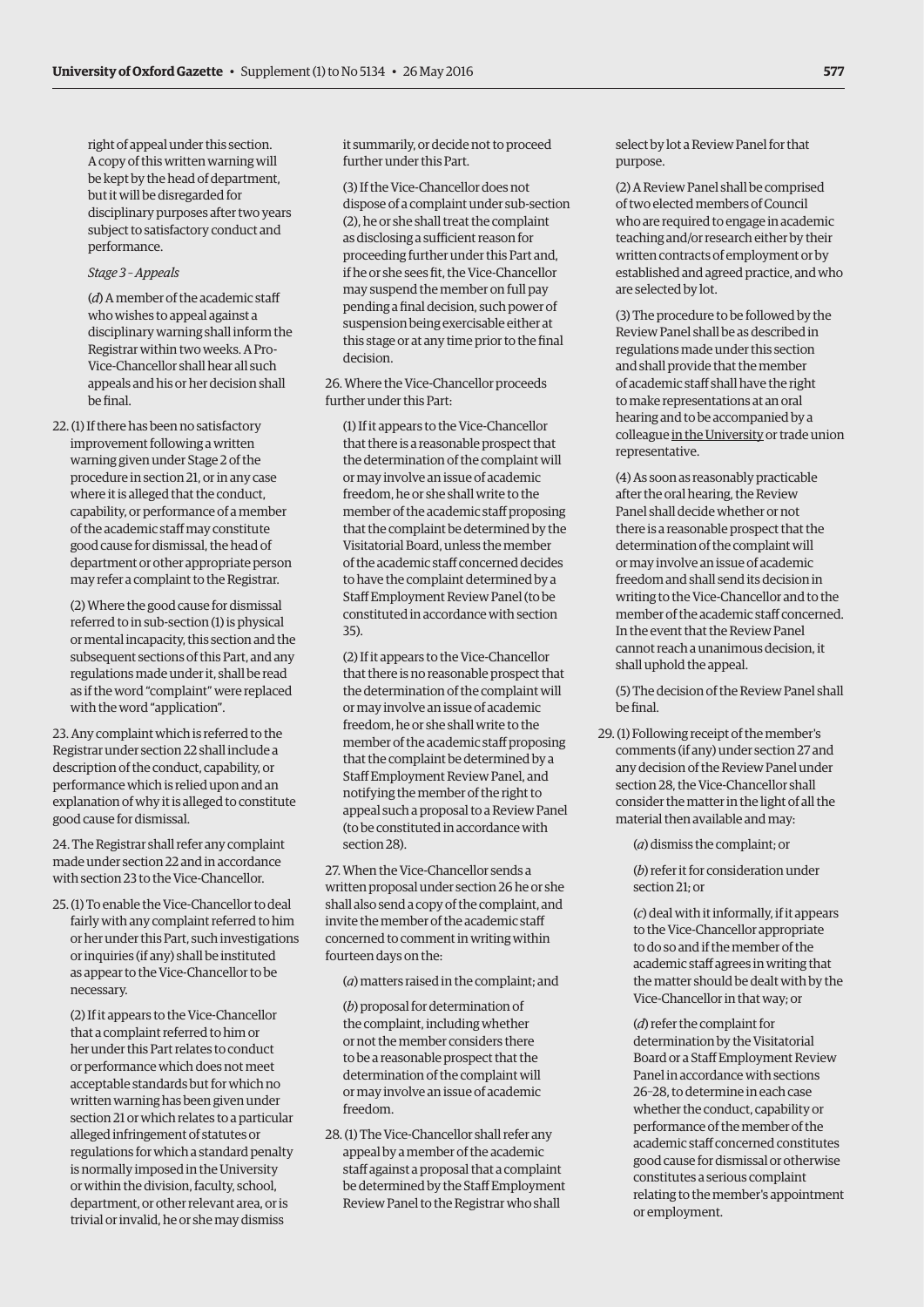right of appeal under this section. A copy of this written warning will be kept by the head of department, but it will be disregarded for disciplinary purposes after two years subject to satisfactory conduct and performance.

*Stage 3 – Appeals*

(*d*) A member of the academic staff who wishes to appeal against a disciplinary warning shall inform the Registrar within two weeks. A Pro-Vice-Chancellor shall hear all such appeals and his or her decision shall be final.

22. (1) If there has been no satisfactory improvement following a written warning given under Stage 2 of the procedure in section 21, or in any case where it is alleged that the conduct, capability, or performance of a member of the academic staff may constitute good cause for dismissal, the head of department or other appropriate person may refer a complaint to the Registrar.

(2) Where the good cause for dismissal referred to in sub-section (1) is physical or mental incapacity, this section and the subsequent sections of this Part, and any regulations made under it, shall be read as if the word "complaint" were replaced with the word "application".

23. Any complaint which is referred to the Registrar under section 22 shall include a description of the conduct, capability, or performance which is relied upon and an explanation of why it is alleged to constitute good cause for dismissal.

24. The Registrar shall refer any complaint made under section 22 and in accordance with section 23 to the Vice-Chancellor.

25. (1) To enable the Vice-Chancellor to deal fairly with any complaint referred to him or her under this Part, such investigations or inquiries (if any) shall be instituted as appear to the Vice-Chancellor to be necessary.

(2) If it appears to the Vice-Chancellor that a complaint referred to him or her under this Part relates to conduct or performance which does not meet acceptable standards but for which no written warning has been given under section 21 or which relates to a particular alleged infringement of statutes or regulations for which a standard penalty is normally imposed in the University or within the division, faculty, school, department, or other relevant area, or is trivial or invalid, he or she may dismiss it summarily, or decide not to proceed further under this Part.

(3) If the Vice-Chancellor does not dispose of a complaint under sub-section (2), he or she shall treat the complaint as disclosing a sufficient reason for proceeding further under this Part and, if he or she sees fit, the Vice-Chancellor may suspend the member on full pay pending a final decision, such power of suspension being exercisable either at this stage or at any time prior to the final decision.

26. Where the Vice-Chancellor proceeds further under this Part:

(1) If it appears to the Vice-Chancellor that there is a reasonable prospect that the determination of the complaint will or may involve an issue of academic freedom, he or she shall write to the member of the academic staff proposing that the complaint be determined by the Visitatorial Board, unless the member of the academic staff concerned decides to have the complaint determined by a Staff Employment Review Panel (to be constituted in accordance with section 35).

(2) If it appears to the Vice-Chancellor that there is no reasonable prospect that the determination of the complaint will or may involve an issue of academic freedom, he or she shall write to the member of the academic staff proposing that the complaint be determined by a Staff Employment Review Panel, and notifying the member of the right to appeal such a proposal to a Review Panel (to be constituted in accordance with section 28).

27. When the Vice-Chancellor sends a written proposal under section 26 he or she shall also send a copy of the complaint, and invite the member of the academic staff concerned to comment in writing within fourteen days on the:

(*a*) matters raised in the complaint; and

(*b*) proposal for determination of the complaint, including whether or not the member considers there to be a reasonable prospect that the determination of the complaint will or may involve an issue of academic freedom.

28. (1) The Vice-Chancellor shall refer any appeal by a member of the academic staff against a proposal that a complaint be determined by the Staff Employment Review Panel to the Registrar who shall select by lot a Review Panel for that purpose.

(2) A Review Panel shall be comprised of two elected members of Council who are required to engage in academic teaching and/or research either by their written contracts of employment or by established and agreed practice, and who are selected by lot.

(3) The procedure to be followed by the Review Panel shall be as described in regulations made under this section and shall provide that the member of academic staff shall have the right to make representations at an oral hearing and to be accompanied by a colleague <u>in the University</u> or trade union representative.

(4) As soon as reasonably practicable after the oral hearing, the Review Panel shall decide whether or not there is a reasonable prospect that the determination of the complaint will or may involve an issue of academic freedom and shall send its decision in writing to the Vice-Chancellor and to the member of the academic staff concerned. In the event that the Review Panel cannot reach a unanimous decision, it shall uphold the appeal.

(5) The decision of the Review Panel shall be final.

29. (1) Following receipt of the member's comments (if any) under section 27 and any decision of the Review Panel under section 28, the Vice-Chancellor shall consider the matter in the light of all the material then available and may:

(*a*) dismiss the complaint; or

(*b*) refer it for consideration under section 21; or

(*c*) deal with it informally, if it appears to the Vice-Chancellor appropriate to do so and if the member of the academic staff agrees in writing that the matter should be dealt with by the Vice-Chancellor in that way; or

(*d*) refer the complaint for determination by the Visitatorial Board or a Staff Employment Review Panel in accordance with sections 26–28, to determine in each case whether the conduct, capability or performance of the member of the academic staff concerned constitutes good cause for dismissal or otherwise constitutes a serious complaint relating to the member's appointment or employment.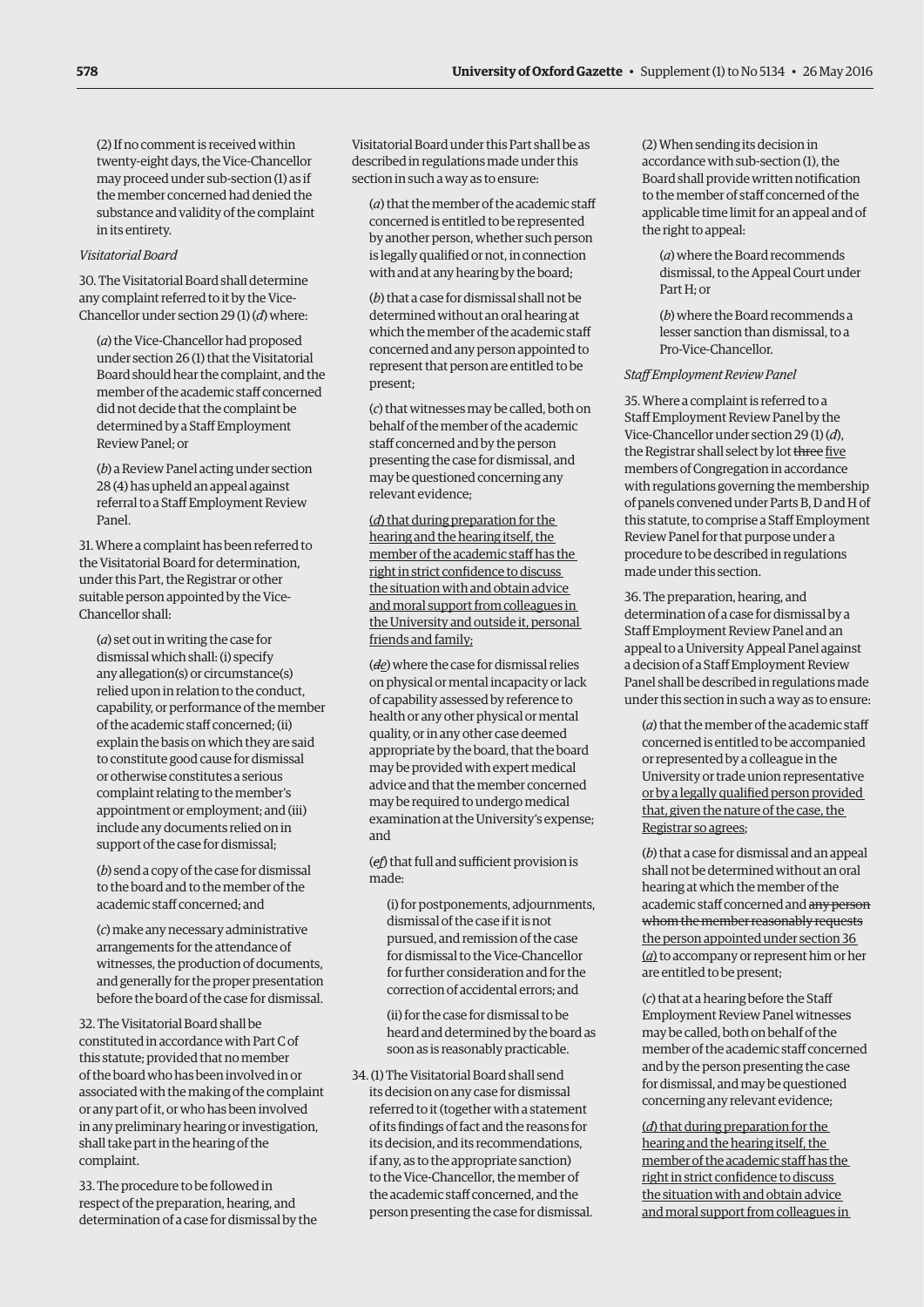(2) If no comment is received within twenty-eight days, the Vice-Chancellor may proceed under sub-section (1) as if the member concerned had denied the substance and validity of the complaint in its entirety.

*Visitatorial Board*

30. The Visitatorial Board shall determine any complaint referred to it by the Vice-Chancellor under section 29 (1) (*d*) where:

(*a*) the Vice-Chancellor had proposed under section 26 (1) that the Visitatorial Board should hear the complaint, and the member of the academic staff concerned did not decide that the complaint be determined by a Staff Employment Review Panel; or

(*b*) a Review Panel acting under section 28 (4) has upheld an appeal against referral to a Staff Employment Review Panel.

31. Where a complaint has been referred to the Visitatorial Board for determination, under this Part, the Registrar or other suitable person appointed by the Vice-Chancellor shall:

(*a*) set out in writing the case for dismissal which shall: (i) specify any allegation(s) or circumstance(s) relied upon in relation to the conduct, capability, or performance of the member of the academic staff concerned; (ii) explain the basis on which they are said to constitute good cause for dismissal or otherwise constitutes a serious complaint relating to the member's appointment or employment; and (iii) include any documents relied on in support of the case for dismissal;

(*b*) send a copy of the case for dismissal to the board and to the member of the academic staff concerned; and

(*c*) make any necessary administrative arrangements for the attendance of witnesses, the production of documents, and generally for the proper presentation before the board of the case for dismissal.

32. The Visitatorial Board shall be constituted in accordance with Part C of this statute; provided that no member of the board who has been involved in or associated with the making of the complaint or any part of it, or who has been involved in any preliminary hearing or investigation, shall take part in the hearing of the complaint.

33. The procedure to be followed in respect of the preparation, hearing, and determination of a case for dismissal by the Visitatorial Board under this Part shall be as described in regulations made under this section in such a way as to ensure:

(*a*) that the member of the academic staff concerned is entitled to be represented by another person, whether such person is legally qualified or not, in connection with and at any hearing by the board;

(*b*) that a case for dismissal shall not be determined without an oral hearing at which the member of the academic staff concerned and any person appointed to represent that person are entitled to be present;

(*c*) that witnesses may be called, both on behalf of the member of the academic staff concerned and by the person presenting the case for dismissal, and may be questioned concerning any relevant evidence;

<u>(*d*) that during preparation for the hearing and the hearing itself, the member of the academic staff has the right in strict confidence to discuss the situation with and obtain advice and moral support from colleagues in the University and outside it, personal friends and family;</u>

(~~*d*~~<u>*e*</u>) where the case for dismissal relies on physical or mental incapacity or lack of capability assessed by reference to health or any other physical or mental quality, or in any other case deemed appropriate by the board, that the board may be provided with expert medical advice and that the member concerned may be required to undergo medical examination at the University's expense; and

(~~*e*~~<u>*f*</u>) that full and sufficient provision is made:

(i) for postponements, adjournments, dismissal of the case if it is not pursued, and remission of the case for dismissal to the Vice-Chancellor for further consideration and for the correction of accidental errors; and

(ii) for the case for dismissal to be heard and determined by the board as soon as is reasonably practicable.

34. (1) The Visitatorial Board shall send its decision on any case for dismissal referred to it (together with a statement of its findings of fact and the reasons for its decision, and its recommendations, if any, as to the appropriate sanction) to the Vice-Chancellor, the member of the academic staff concerned, and the person presenting the case for dismissal.

(2) When sending its decision in accordance with sub-section (1), the Board shall provide written notification to the member of staff concerned of the applicable time limit for an appeal and of the right to appeal:

(*a*) where the Board recommends dismissal, to the Appeal Court under Part H; or

(*b*) where the Board recommends a lesser sanction than dismissal, to a Pro-Vice-Chancellor.

*Staff Employment Review Panel*

35. Where a complaint is referred to a Staff Employment Review Panel by the Vice-Chancellor under section 29 (1) (*d*), the Registrar shall select by lot ~~three~~ <u>five</u> members of Congregation in accordance with regulations governing the membership of panels convened under Parts B, D and H of this statute, to comprise a Staff Employment Review Panel for that purpose under a procedure to be described in regulations made under this section.

36. The preparation, hearing, and determination of a case for dismissal by a Staff Employment Review Panel and an appeal to a University Appeal Panel against a decision of a Staff Employment Review Panel shall be described in regulations made under this section in such a way as to ensure:

(*a*) that the member of the academic staff concerned is entitled to be accompanied or represented by a colleague in the University or trade union representative <u>or by a legally qualified person provided that, given the nature of the case, the Registrar so agrees</u>;

(*b*) that a case for dismissal and an appeal shall not be determined without an oral hearing at which the member of the academic staff concerned and ~~any person whom the member reasonably requests~~ <u>the person appointed under section 36 (*a*)</u> to accompany or represent him or her are entitled to be present;

(*c*) that at a hearing before the Staff Employment Review Panel witnesses may be called, both on behalf of the member of the academic staff concerned and by the person presenting the case for dismissal, and may be questioned concerning any relevant evidence;

<u>(*d*) that during preparation for the hearing and the hearing itself, the member of the academic staff has the right in strict confidence to discuss the situation with and obtain advice and moral support from colleagues in</u>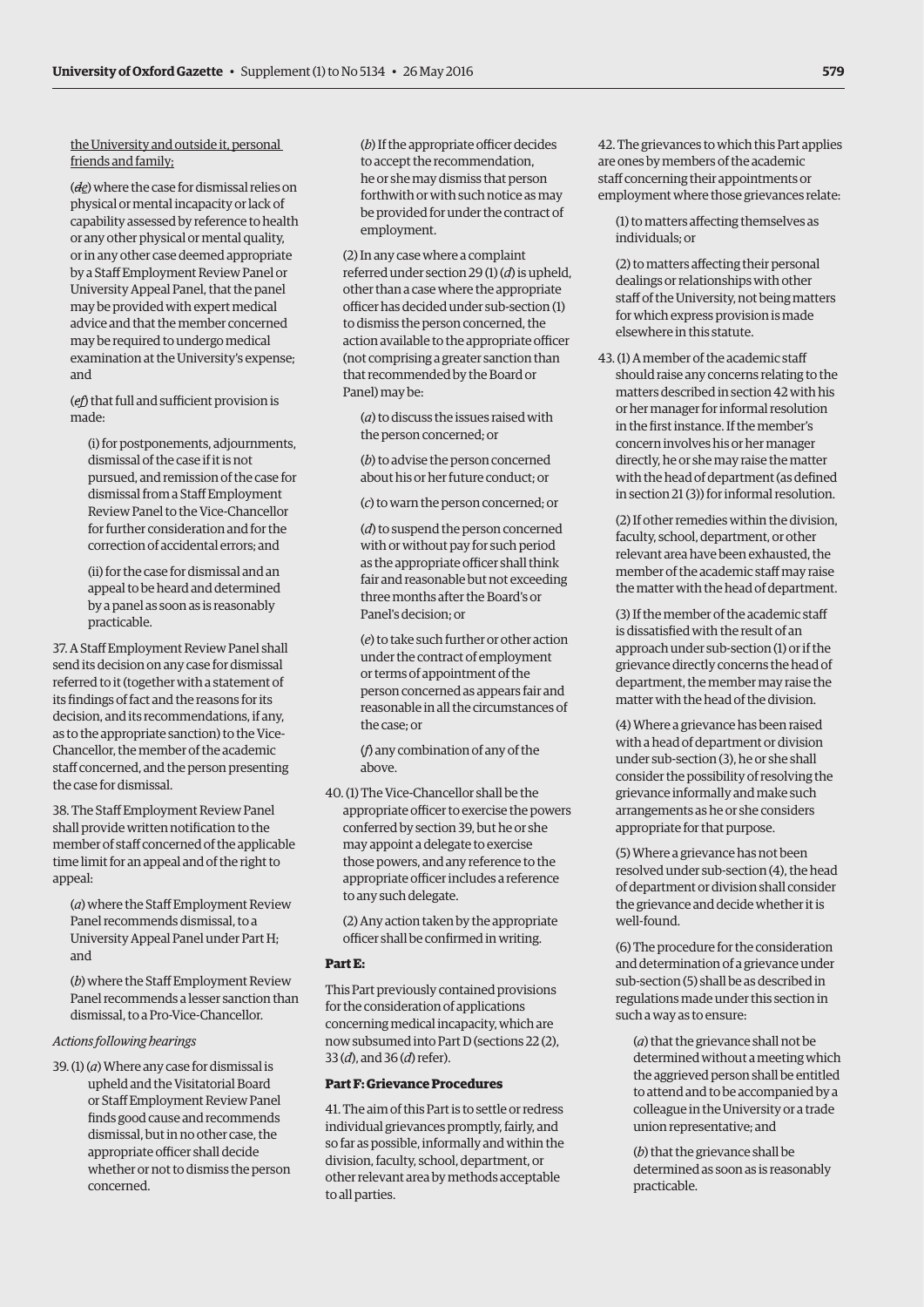the University and outside it, personal friends and family;

(~~d~~e) where the case for dismissal relies on physical or mental incapacity or lack of capability assessed by reference to health or any other physical or mental quality, or in any other case deemed appropriate by a Staff Employment Review Panel or University Appeal Panel, that the panel may be provided with expert medical advice and that the member concerned may be required to undergo medical examination at the University's expense; and

(~~e~~f) that full and sufficient provision is made:

(i) for postponements, adjournments, dismissal of the case if it is not pursued, and remission of the case for dismissal from a Staff Employment Review Panel to the Vice-Chancellor for further consideration and for the correction of accidental errors; and

(ii) for the case for dismissal and an appeal to be heard and determined by a panel as soon as is reasonably practicable.

37. A Staff Employment Review Panel shall send its decision on any case for dismissal referred to it (together with a statement of its findings of fact and the reasons for its decision, and its recommendations, if any, as to the appropriate sanction) to the Vice-Chancellor, the member of the academic staff concerned, and the person presenting the case for dismissal.

38. The Staff Employment Review Panel shall provide written notification to the member of staff concerned of the applicable time limit for an appeal and of the right to appeal:

(*a*) where the Staff Employment Review Panel recommends dismissal, to a University Appeal Panel under Part H; and

(*b*) where the Staff Employment Review Panel recommends a lesser sanction than dismissal, to a Pro-Vice-Chancellor.

*Actions following hearings*

39. (1) (*a*) Where any case for dismissal is upheld and the Visitatorial Board or Staff Employment Review Panel finds good cause and recommends dismissal, but in no other case, the appropriate officer shall decide whether or not to dismiss the person concerned.

(*b*) If the appropriate officer decides to accept the recommendation, he or she may dismiss that person forthwith or with such notice as may be provided for under the contract of employment.

(2) In any case where a complaint referred under section 29 (1) (*d*) is upheld, other than a case where the appropriate officer has decided under sub-section (1) to dismiss the person concerned, the action available to the appropriate officer (not comprising a greater sanction than that recommended by the Board or Panel) may be:

(*a*) to discuss the issues raised with the person concerned; or

(*b*) to advise the person concerned about his or her future conduct; or

(*c*) to warn the person concerned; or

(*d*) to suspend the person concerned with or without pay for such period as the appropriate officer shall think fair and reasonable but not exceeding three months after the Board's or Panel's decision; or

(*e*) to take such further or other action under the contract of employment or terms of appointment of the person concerned as appears fair and reasonable in all the circumstances of the case; or

(*f*) any combination of any of the above.

40. (1) The Vice-Chancellor shall be the appropriate officer to exercise the powers conferred by section 39, but he or she may appoint a delegate to exercise those powers, and any reference to the appropriate officer includes a reference to any such delegate.

(2) Any action taken by the appropriate officer shall be confirmed in writing.

**Part E:**

This Part previously contained provisions for the consideration of applications concerning medical incapacity, which are now subsumed into Part D (sections 22 (2), 33 (*d*), and 36 (*d*) refer).

**Part F: Grievance Procedures**

41. The aim of this Part is to settle or redress individual grievances promptly, fairly, and so far as possible, informally and within the division, faculty, school, department, or other relevant area by methods acceptable to all parties.

42. The grievances to which this Part applies are ones by members of the academic staff concerning their appointments or employment where those grievances relate:

(1) to matters affecting themselves as individuals; or

(2) to matters affecting their personal dealings or relationships with other staff of the University, not being matters for which express provision is made elsewhere in this statute.

43. (1) A member of the academic staff should raise any concerns relating to the matters described in section 42 with his or her manager for informal resolution in the first instance. If the member's concern involves his or her manager directly, he or she may raise the matter with the head of department (as defined in section 21 (3)) for informal resolution.

(2) If other remedies within the division, faculty, school, department, or other relevant area have been exhausted, the member of the academic staff may raise the matter with the head of department.

(3) If the member of the academic staff is dissatisfied with the result of an approach under sub-section (1) or if the grievance directly concerns the head of department, the member may raise the matter with the head of the division.

(4) Where a grievance has been raised with a head of department or division under sub-section (3), he or she shall consider the possibility of resolving the grievance informally and make such arrangements as he or she considers appropriate for that purpose.

(5) Where a grievance has not been resolved under sub-section (4), the head of department or division shall consider the grievance and decide whether it is well-found.

(6) The procedure for the consideration and determination of a grievance under sub-section (5) shall be as described in regulations made under this section in such a way as to ensure:

(*a*) that the grievance shall not be determined without a meeting which the aggrieved person shall be entitled to attend and to be accompanied by a colleague in the University or a trade union representative; and

(*b*) that the grievance shall be determined as soon as is reasonably practicable.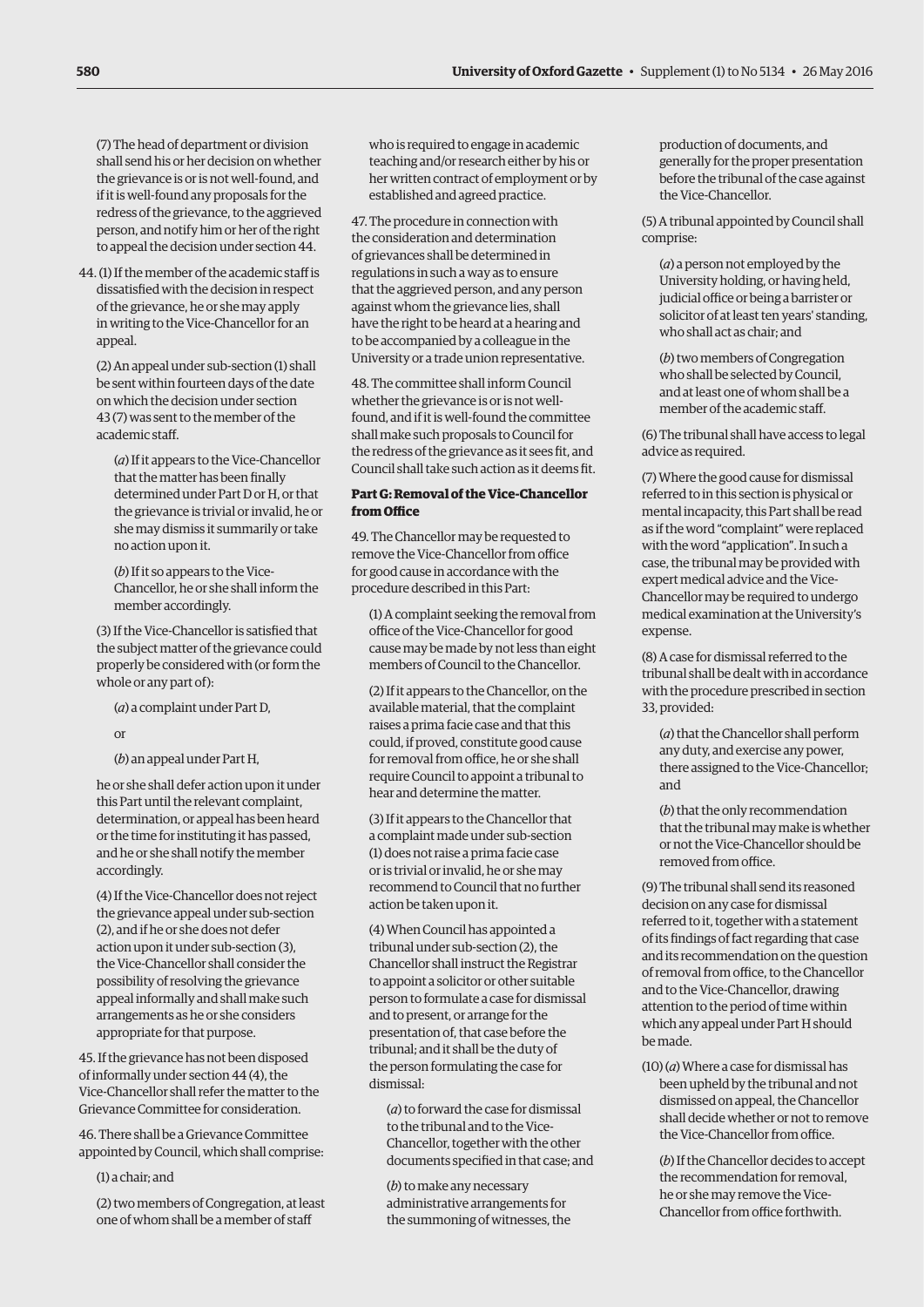(7) The head of department or division shall send his or her decision on whether the grievance is or is not well-found, and if it is well-found any proposals for the redress of the grievance, to the aggrieved person, and notify him or her of the right to appeal the decision under section 44.

44. (1) If the member of the academic staff is dissatisfied with the decision in respect of the grievance, he or she may apply in writing to the Vice-Chancellor for an appeal.

(2) An appeal under sub-section (1) shall be sent within fourteen days of the date on which the decision under section 43 (7) was sent to the member of the academic staff.

(*a*) If it appears to the Vice-Chancellor that the matter has been finally determined under Part D or H, or that the grievance is trivial or invalid, he or she may dismiss it summarily or take no action upon it.

(*b*) If it so appears to the Vice-Chancellor, he or she shall inform the member accordingly.

(3) If the Vice-Chancellor is satisfied that the subject matter of the grievance could properly be considered with (or form the whole or any part of):

(*a*) a complaint under Part D,

or

(*b*) an appeal under Part H,

he or she shall defer action upon it under this Part until the relevant complaint, determination, or appeal has been heard or the time for instituting it has passed, and he or she shall notify the member accordingly.

(4) If the Vice-Chancellor does not reject the grievance appeal under sub-section (2), and if he or she does not defer action upon it under sub-section (3), the Vice-Chancellor shall consider the possibility of resolving the grievance appeal informally and shall make such arrangements as he or she considers appropriate for that purpose.

45. If the grievance has not been disposed of informally under section 44 (4), the Vice-Chancellor shall refer the matter to the Grievance Committee for consideration.

46. There shall be a Grievance Committee appointed by Council, which shall comprise:

(1) a chair; and

(2) two members of Congregation, at least one of whom shall be a member of staff who is required to engage in academic teaching and/or research either by his or her written contract of employment or by established and agreed practice.

47. The procedure in connection with the consideration and determination of grievances shall be determined in regulations in such a way as to ensure that the aggrieved person, and any person against whom the grievance lies, shall have the right to be heard at a hearing and to be accompanied by a colleague in the University or a trade union representative.

48. The committee shall inform Council whether the grievance is or is not well-found, and if it is well-found the committee shall make such proposals to Council for the redress of the grievance as it sees fit, and Council shall take such action as it deems fit.

**Part G: Removal of the Vice-Chancellor from Office**

49. The Chancellor may be requested to remove the Vice-Chancellor from office for good cause in accordance with the procedure described in this Part:

(1) A complaint seeking the removal from office of the Vice-Chancellor for good cause may be made by not less than eight members of Council to the Chancellor.

(2) If it appears to the Chancellor, on the available material, that the complaint raises a prima facie case and that this could, if proved, constitute good cause for removal from office, he or she shall require Council to appoint a tribunal to hear and determine the matter.

(3) If it appears to the Chancellor that a complaint made under sub-section (1) does not raise a prima facie case or is trivial or invalid, he or she may recommend to Council that no further action be taken upon it.

(4) When Council has appointed a tribunal under sub-section (2), the Chancellor shall instruct the Registrar to appoint a solicitor or other suitable person to formulate a case for dismissal and to present, or arrange for the presentation of, that case before the tribunal; and it shall be the duty of the person formulating the case for dismissal:

(*a*) to forward the case for dismissal to the tribunal and to the Vice-Chancellor, together with the other documents specified in that case; and

(*b*) to make any necessary administrative arrangements for the summoning of witnesses, the production of documents, and generally for the proper presentation before the tribunal of the case against the Vice-Chancellor.

(5) A tribunal appointed by Council shall comprise:

(*a*) a person not employed by the University holding, or having held, judicial office or being a barrister or solicitor of at least ten years' standing, who shall act as chair; and

(*b*) two members of Congregation who shall be selected by Council, and at least one of whom shall be a member of the academic staff.

(6) The tribunal shall have access to legal advice as required.

(7) Where the good cause for dismissal referred to in this section is physical or mental incapacity, this Part shall be read as if the word "complaint" were replaced with the word "application". In such a case, the tribunal may be provided with expert medical advice and the Vice-Chancellor may be required to undergo medical examination at the University's expense.

(8) A case for dismissal referred to the tribunal shall be dealt with in accordance with the procedure prescribed in section 33, provided:

(*a*) that the Chancellor shall perform any duty, and exercise any power, there assigned to the Vice-Chancellor; and

(*b*) that the only recommendation that the tribunal may make is whether or not the Vice-Chancellor should be removed from office.

(9) The tribunal shall send its reasoned decision on any case for dismissal referred to it, together with a statement of its findings of fact regarding that case and its recommendation on the question of removal from office, to the Chancellor and to the Vice-Chancellor, drawing attention to the period of time within which any appeal under Part H should be made.

(10) (*a*) Where a case for dismissal has been upheld by the tribunal and not dismissed on appeal, the Chancellor shall decide whether or not to remove the Vice-Chancellor from office.

(*b*) If the Chancellor decides to accept the recommendation for removal, he or she may remove the Vice-Chancellor from office forthwith.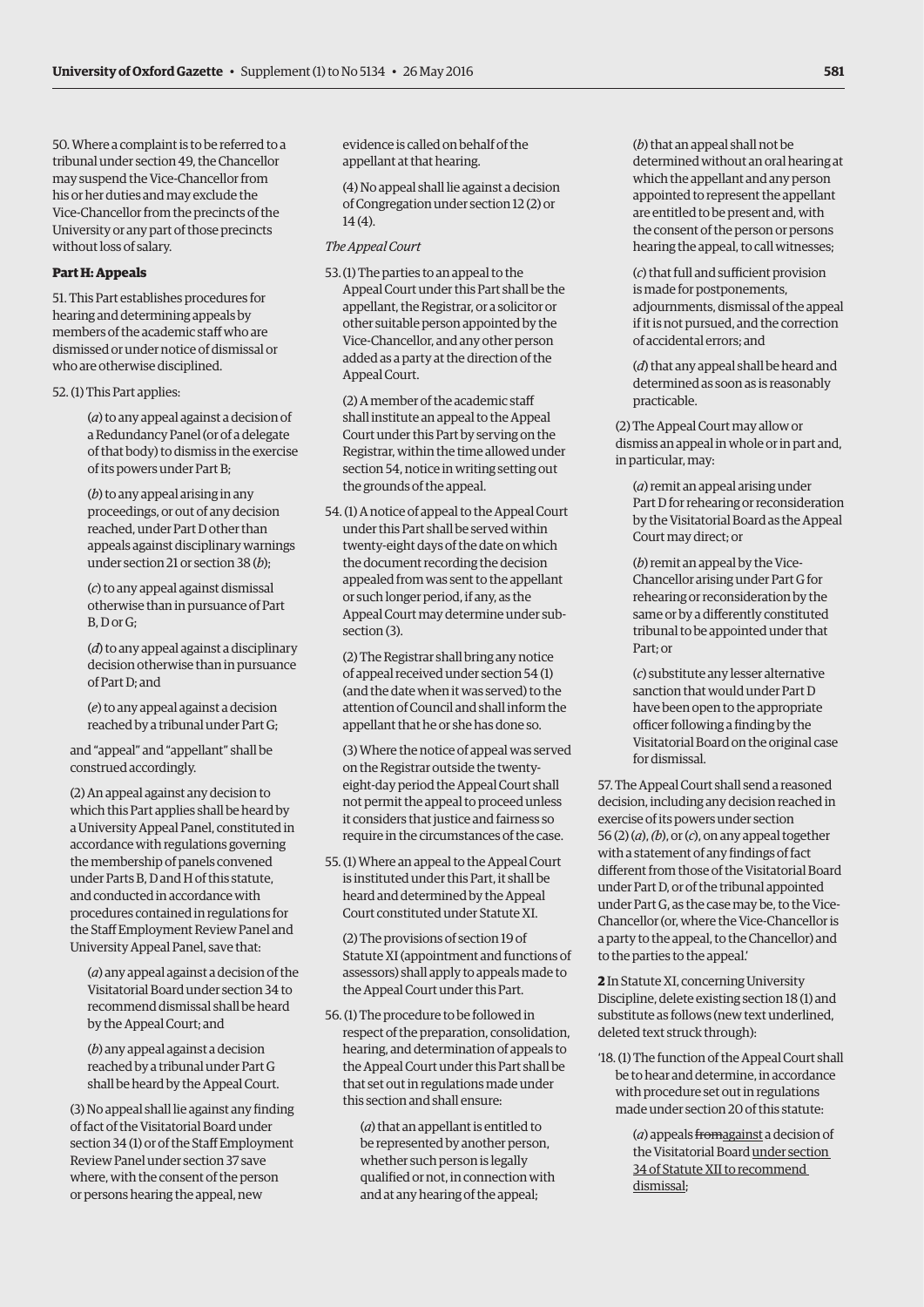50. Where a complaint is to be referred to a tribunal under section 49, the Chancellor may suspend the Vice-Chancellor from his or her duties and may exclude the Vice-Chancellor from the precincts of the University or any part of those precincts without loss of salary.

**Part H: Appeals**

51. This Part establishes procedures for hearing and determining appeals by members of the academic staff who are dismissed or under notice of dismissal or who are otherwise disciplined.

52. (1) This Part applies:

(*a*) to any appeal against a decision of a Redundancy Panel (or of a delegate of that body) to dismiss in the exercise of its powers under Part B;

(*b*) to any appeal arising in any proceedings, or out of any decision reached, under Part D other than appeals against disciplinary warnings under section 21 or section 38 (*b*);

(*c*) to any appeal against dismissal otherwise than in pursuance of Part B, D or G;

(*d*) to any appeal against a disciplinary decision otherwise than in pursuance of Part D; and

(*e*) to any appeal against a decision reached by a tribunal under Part G;

and "appeal" and "appellant" shall be construed accordingly.

(2) An appeal against any decision to which this Part applies shall be heard by a University Appeal Panel, constituted in accordance with regulations governing the membership of panels convened under Parts B, D and H of this statute, and conducted in accordance with procedures contained in regulations for the Staff Employment Review Panel and University Appeal Panel, save that:

(*a*) any appeal against a decision of the Visitatorial Board under section 34 to recommend dismissal shall be heard by the Appeal Court; and

(*b*) any appeal against a decision reached by a tribunal under Part G shall be heard by the Appeal Court.

(3) No appeal shall lie against any finding of fact of the Visitatorial Board under section 34 (1) or of the Staff Employment Review Panel under section 37 save where, with the consent of the person or persons hearing the appeal, new evidence is called on behalf of the appellant at that hearing.

(4) No appeal shall lie against a decision of Congregation under section 12 (2) or 14 (4).

*The Appeal Court*

53. (1) The parties to an appeal to the Appeal Court under this Part shall be the appellant, the Registrar, or a solicitor or other suitable person appointed by the Vice-Chancellor, and any other person added as a party at the direction of the Appeal Court.

(2) A member of the academic staff shall institute an appeal to the Appeal Court under this Part by serving on the Registrar, within the time allowed under section 54, notice in writing setting out the grounds of the appeal.

54. (1) A notice of appeal to the Appeal Court under this Part shall be served within twenty-eight days of the date on which the document recording the decision appealed from was sent to the appellant or such longer period, if any, as the Appeal Court may determine under sub-section (3).

(2) The Registrar shall bring any notice of appeal received under section 54 (1) (and the date when it was served) to the attention of Council and shall inform the appellant that he or she has done so.

(3) Where the notice of appeal was served on the Registrar outside the twenty-eight-day period the Appeal Court shall not permit the appeal to proceed unless it considers that justice and fairness so require in the circumstances of the case.

55. (1) Where an appeal to the Appeal Court is instituted under this Part, it shall be heard and determined by the Appeal Court constituted under Statute XI.

(2) The provisions of section 19 of Statute XI (appointment and functions of assessors) shall apply to appeals made to the Appeal Court under this Part.

56. (1) The procedure to be followed in respect of the preparation, consolidation, hearing, and determination of appeals to the Appeal Court under this Part shall be that set out in regulations made under this section and shall ensure:

(*a*) that an appellant is entitled to be represented by another person, whether such person is legally qualified or not, in connection with and at any hearing of the appeal;

(*b*) that an appeal shall not be determined without an oral hearing at which the appellant and any person appointed to represent the appellant are entitled to be present and, with the consent of the person or persons hearing the appeal, to call witnesses;

(*c*) that full and sufficient provision is made for postponements, adjournments, dismissal of the appeal if it is not pursued, and the correction of accidental errors; and

(*d*) that any appeal shall be heard and determined as soon as is reasonably practicable.

(2) The Appeal Court may allow or dismiss an appeal in whole or in part and, in particular, may:

(*a*) remit an appeal arising under Part D for rehearing or reconsideration by the Visitatorial Board as the Appeal Court may direct; or

(*b*) remit an appeal by the Vice-Chancellor arising under Part G for rehearing or reconsideration by the same or by a differently constituted tribunal to be appointed under that Part; or

(*c*) substitute any lesser alternative sanction that would under Part D have been open to the appropriate officer following a finding by the Visitatorial Board on the original case for dismissal.

57. The Appeal Court shall send a reasoned decision, including any decision reached in exercise of its powers under section 56 (2) (*a*), *(b)*, or (*c*), on any appeal together with a statement of any findings of fact different from those of the Visitatorial Board under Part D, or of the tribunal appointed under Part G, as the case may be, to the Vice-Chancellor (or, where the Vice-Chancellor is a party to the appeal, to the Chancellor) and to the parties to the appeal.'

**2** In Statute XI, concerning University Discipline, delete existing section 18 (1) and substitute as follows (new text underlined, deleted text struck through):

'18. (1) The function of the Appeal Court shall be to hear and determine, in accordance with procedure set out in regulations made under section 20 of this statute:

(*a*) appeals ~~from~~<u>against</u> a decision of the Visitatorial Board <u>under section 34 of Statute XII to recommend dismissal</u>;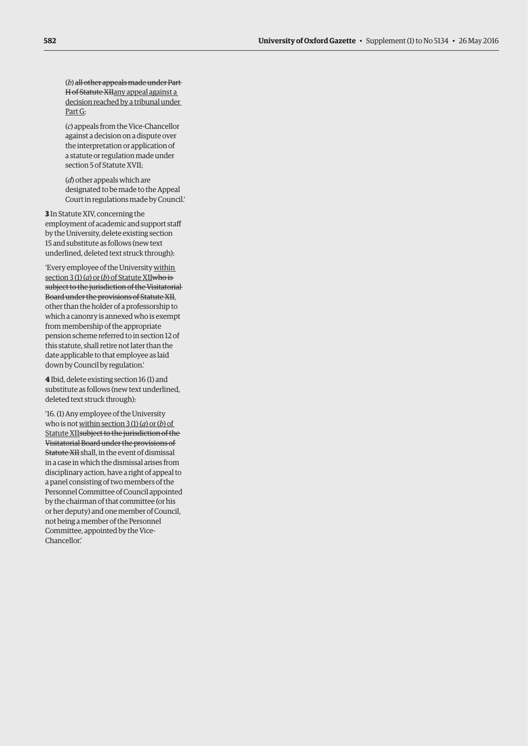(*b*) ~~all other appeals made under Part H of Statute XII~~<u>any appeal against a decision reached by a tribunal under Part G</u>;

(*c*) appeals from the Vice-Chancellor against a decision on a dispute over the interpretation or application of a statute or regulation made under section 5 of Statute XVII;

(*d*) other appeals which are designated to be made to the Appeal Court in regulations made by Council.'

**3** In Statute XIV, concerning the employment of academic and support staff by the University, delete existing section 15 and substitute as follows (new text underlined, deleted text struck through):

'Every employee of the University <u>within section 3 (1) (*a*) or (*b*) of Statute XII</u>~~who is subject to the jurisdiction of the Visitatorial Board under the provisions of Statute XII~~, other than the holder of a professorship to which a canonry is annexed who is exempt from membership of the appropriate pension scheme referred to in section 12 of this statute, shall retire not later than the date applicable to that employee as laid down by Council by regulation.'

**4** Ibid, delete existing section 16 (1) and substitute as follows (new text underlined, deleted text struck through):

'16. (1) Any employee of the University who is not <u>within section 3 (1) (*a*) or (*b*) of Statute XII</u>~~subject to the jurisdiction of the Visitatorial Board under the provisions of Statute XII~~ shall, in the event of dismissal in a case in which the dismissal arises from disciplinary action, have a right of appeal to a panel consisting of two members of the Personnel Committee of Council appointed by the chairman of that committee (or his or her deputy) and one member of Council, not being a member of the Personnel Committee, appointed by the Vice-Chancellor.'